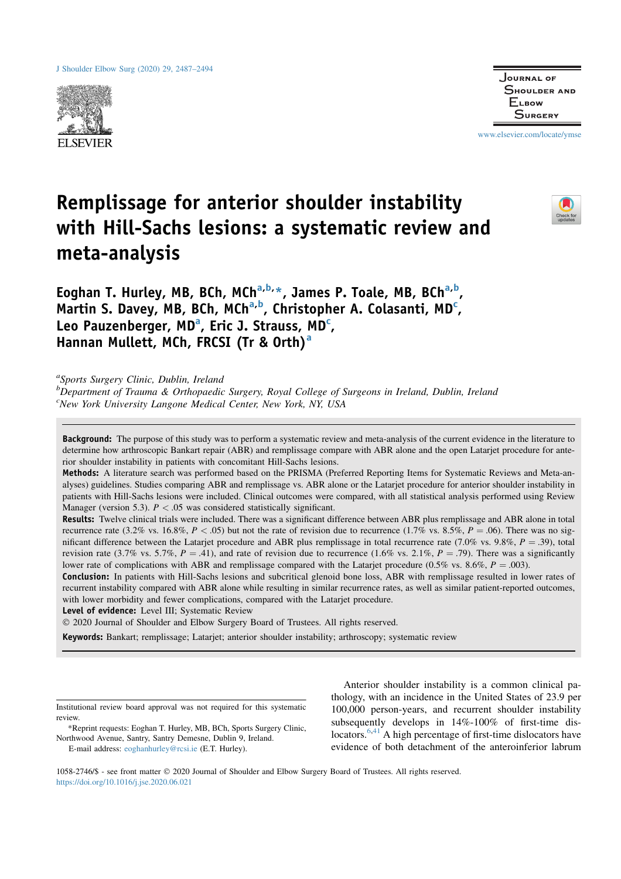# Remplissage for anterior shoulder instability with Hill-Sachs lesions: a systematic review and meta-analysis

**Eoghan T. Hurley, MB, BCh, MCh[a,b,*], James P. Toale, MB, BCh[a,b], Martin S. Davey, MB, BCh, MCh[a,b], Christopher A. Colasanti, MD[c], Leo Pauzenberger, MD[a], Eric J. Strauss, MD[c], Hannan Mullett, MCh, FRCSI (Tr & Orth)[a]**

[a]*Sports Surgery Clinic, Dublin, Ireland*
[b]*Department of Trauma & Orthopaedic Surgery, Royal College of Surgeons in Ireland, Dublin, Ireland*
[c]*New York University Langone Medical Center, New York, NY, USA*

**Background:** The purpose of this study was to perform a systematic review and meta-analysis of the current evidence in the literature to determine how arthroscopic Bankart repair (ABR) and remplissage compare with ABR alone and the open Latarjet procedure for anterior shoulder instability in patients with concomitant Hill-Sachs lesions.

**Methods:** A literature search was performed based on the PRISMA (Preferred Reporting Items for Systematic Reviews and Meta-analyses) guidelines. Studies comparing ABR and remplissage vs. ABR alone or the Latarjet procedure for anterior shoulder instability in patients with Hill-Sachs lesions were included. Clinical outcomes were compared, with all statistical analysis performed using Review Manager (version 5.3). $P < .05$ was considered statistically significant.

**Results:** Twelve clinical trials were included. There was a significant difference between ABR plus remplissage and ABR alone in total recurrence rate (3.2% vs. 16.8%, $P < .05$) but not the rate of revision due to recurrence (1.7% vs. 8.5%, $P = .06$). There was no significant difference between the Latarjet procedure and ABR plus remplissage in total recurrence rate (7.0% vs. 9.8%, $P = .39$), total revision rate (3.7% vs. 5.7%, $P = .41$), and rate of revision due to recurrence (1.6% vs. 2.1%, $P = .79$). There was a significantly lower rate of complications with ABR and remplissage compared with the Latarjet procedure (0.5% vs. 8.6%, $P = .003$).

**Conclusion:** In patients with Hill-Sachs lesions and subcritical glenoid bone loss, ABR with remplissage resulted in lower rates of recurrent instability compared with ABR alone while resulting in similar recurrence rates, as well as similar patient-reported outcomes, with lower morbidity and fewer complications, compared with the Latarjet procedure.

**Level of evidence:** Level III; Systematic Review

© 2020 Journal of Shoulder and Elbow Surgery Board of Trustees. All rights reserved.

**Keywords:** Bankart; remplissage; Latarjet; anterior shoulder instability; arthroscopy; systematic review

Anterior shoulder instability is a common clinical pathology, with an incidence in the United States of 23.9 per 100,000 person-years, and recurrent shoulder instability subsequently develops in 14%-100% of first-time dislocators.[6,41] A high percentage of first-time dislocators have evidence of both detachment of the anteroinferior labrum

Institutional review board approval was not required for this systematic review.

*Reprint requests: Eoghan T. Hurley, MB, BCh, Sports Surgery Clinic, Northwood Avenue, Santry, Santry Demesne, Dublin 9, Ireland.

E-mail address: eoghanhurley@rcsi.ie (E.T. Hurley).

1058-2746/$ - see front matter © 2020 Journal of Shoulder and Elbow Surgery Board of Trustees. All rights reserved.
https://doi.org/10.1016/j.jse.2020.06.021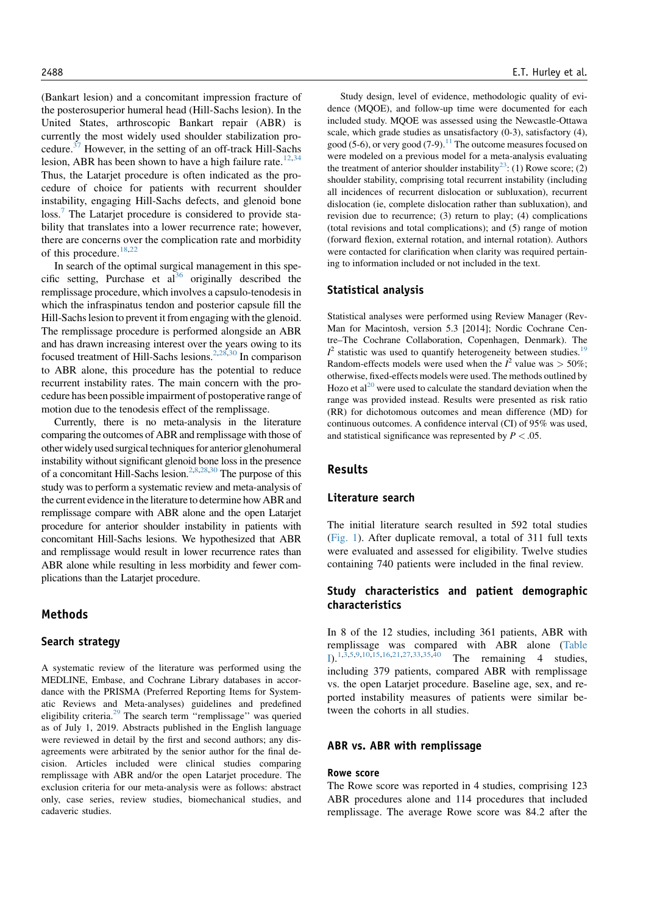(Bankart lesion) and a concomitant impression fracture of the posterosuperior humeral head (Hill-Sachs lesion). In the United States, arthroscopic Bankart repair (ABR) is currently the most widely used shoulder stabilization procedure.[37] However, in the setting of an off-track Hill-Sachs lesion, ABR has been shown to have a high failure rate.[12,34] Thus, the Latarjet procedure is often indicated as the procedure of choice for patients with recurrent shoulder instability, engaging Hill-Sachs defects, and glenoid bone loss.[7] The Latarjet procedure is considered to provide stability that translates into a lower recurrence rate; however, there are concerns over the complication rate and morbidity of this procedure.[18,22]

In search of the optimal surgical management in this specific setting, Purchase et al[36] originally described the remplissage procedure, which involves a capsulo-tenodesis in which the infraspinatus tendon and posterior capsule fill the Hill-Sachs lesion to prevent it from engaging with the glenoid. The remplissage procedure is performed alongside an ABR and has drawn increasing interest over the years owing to its focused treatment of Hill-Sachs lesions.[2,28,30] In comparison to ABR alone, this procedure has the potential to reduce recurrent instability rates. The main concern with the procedure has been possible impairment of postoperative range of motion due to the tenodesis effect of the remplissage.

Currently, there is no meta-analysis in the literature comparing the outcomes of ABR and remplissage with those of other widely used surgical techniques for anterior glenohumeral instability without significant glenoid bone loss in the presence of a concomitant Hill-Sachs lesion.[2,8,28,30] The purpose of this study was to perform a systematic review and meta-analysis of the current evidence in the literature to determine how ABR and remplissage compare with ABR alone and the open Latarjet procedure for anterior shoulder instability in patients with concomitant Hill-Sachs lesions. We hypothesized that ABR and remplissage would result in lower recurrence rates than ABR alone while resulting in less morbidity and fewer complications than the Latarjet procedure.

## Methods

### Search strategy

A systematic review of the literature was performed using the MEDLINE, Embase, and Cochrane Library databases in accordance with the PRISMA (Preferred Reporting Items for Systematic Reviews and Meta-analyses) guidelines and predefined eligibility criteria.[29] The search term "remplissage" was queried as of July 1, 2019. Abstracts published in the English language were reviewed in detail by the first and second authors; any disagreements were arbitrated by the senior author for the final decision. Articles included were clinical studies comparing remplissage with ABR and/or the open Latarjet procedure. The exclusion criteria for our meta-analysis were as follows: abstract only, case series, review studies, biomechanical studies, and cadaveric studies.

Study design, level of evidence, methodologic quality of evidence (MQOE), and follow-up time were documented for each included study. MQOE was assessed using the Newcastle-Ottawa scale, which grade studies as unsatisfactory (0-3), satisfactory (4), good (5-6), or very good (7-9).[11] The outcome measures focused on were modeled on a previous model for a meta-analysis evaluating the treatment of anterior shoulder instability[23]: (1) Rowe score; (2) shoulder stability, comprising total recurrent instability (including all incidences of recurrent dislocation or subluxation), recurrent dislocation (ie, complete dislocation rather than subluxation), and revision due to recurrence; (3) return to play; (4) complications (total revisions and total complications); and (5) range of motion (forward flexion, external rotation, and internal rotation). Authors were contacted for clarification when clarity was required pertaining to information included or not included in the text.

### Statistical analysis

Statistical analyses were performed using Review Manager (RevMan for Macintosh, version 5.3 [2014]; Nordic Cochrane Centre–The Cochrane Collaboration, Copenhagen, Denmark). The $I^2$ statistic was used to quantify heterogeneity between studies.[19] Random-effects models were used when the $I^2$ value was $> 50\%$; otherwise, fixed-effects models were used. The methods outlined by Hozo et al[20] were used to calculate the standard deviation when the range was provided instead. Results were presented as risk ratio (RR) for dichotomous outcomes and mean difference (MD) for continuous outcomes. A confidence interval (CI) of 95% was used, and statistical significance was represented by $P < .05$.

## Results

### Literature search

The initial literature search resulted in 592 total studies (Fig. 1). After duplicate removal, a total of 311 full texts were evaluated and assessed for eligibility. Twelve studies containing 740 patients were included in the final review.

### Study characteristics and patient demographic characteristics

In 8 of the 12 studies, including 361 patients, ABR with remplissage was compared with ABR alone (Table I).[1,3,5,9,10,15,16,21,27,33,35,40] The remaining 4 studies, including 379 patients, compared ABR with remplissage vs. the open Latarjet procedure. Baseline age, sex, and reported instability measures of patients were similar between the cohorts in all studies.

### ABR vs. ABR with remplissage

#### Rowe score

The Rowe score was reported in 4 studies, comprising 123 ABR procedures alone and 114 procedures that included remplissage. The average Rowe score was 84.2 after the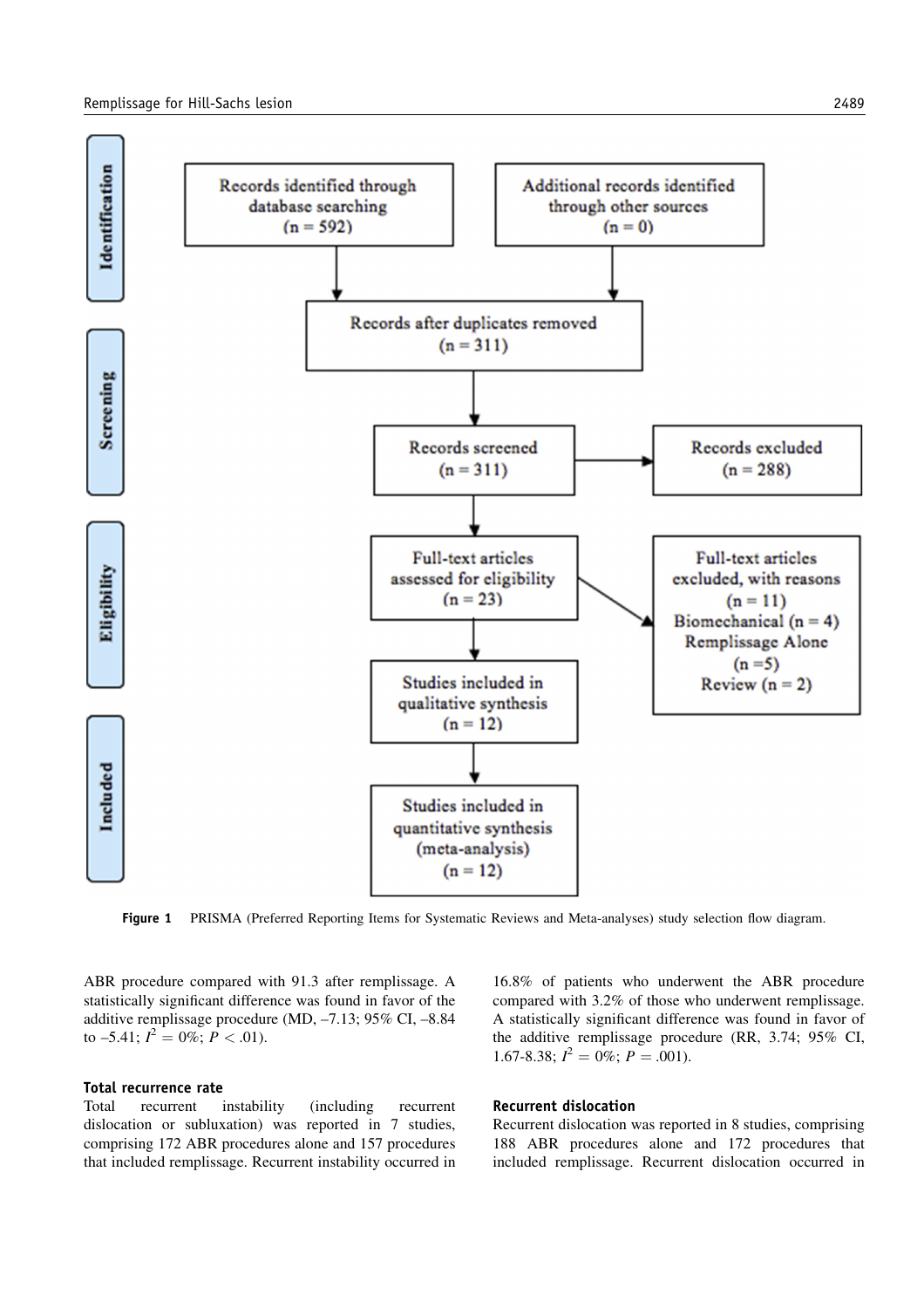Figure 1 PRISMA (Preferred Reporting Items for Systematic Reviews and Meta-analyses) study selection flow diagram.

ABR procedure compared with 91.3 after remplissage. A statistically significant difference was found in favor of the additive remplissage procedure (MD, –7.13; 95% CI, –8.84 to –5.41; $I^2 = 0\%$; $P < .01$).

### Total recurrence rate

Total recurrent instability (including recurrent dislocation or subluxation) was reported in 7 studies, comprising 172 ABR procedures alone and 157 procedures that included remplissage. Recurrent instability occurred in 16.8% of patients who underwent the ABR procedure compared with 3.2% of those who underwent remplissage. A statistically significant difference was found in favor of the additive remplissage procedure (RR, 3.74; 95% CI, 1.67-8.38; $I^2 = 0\%$; $P = .001$).

### Recurrent dislocation

Recurrent dislocation was reported in 8 studies, comprising 188 ABR procedures alone and 172 procedures that included remplissage. Recurrent dislocation occurred in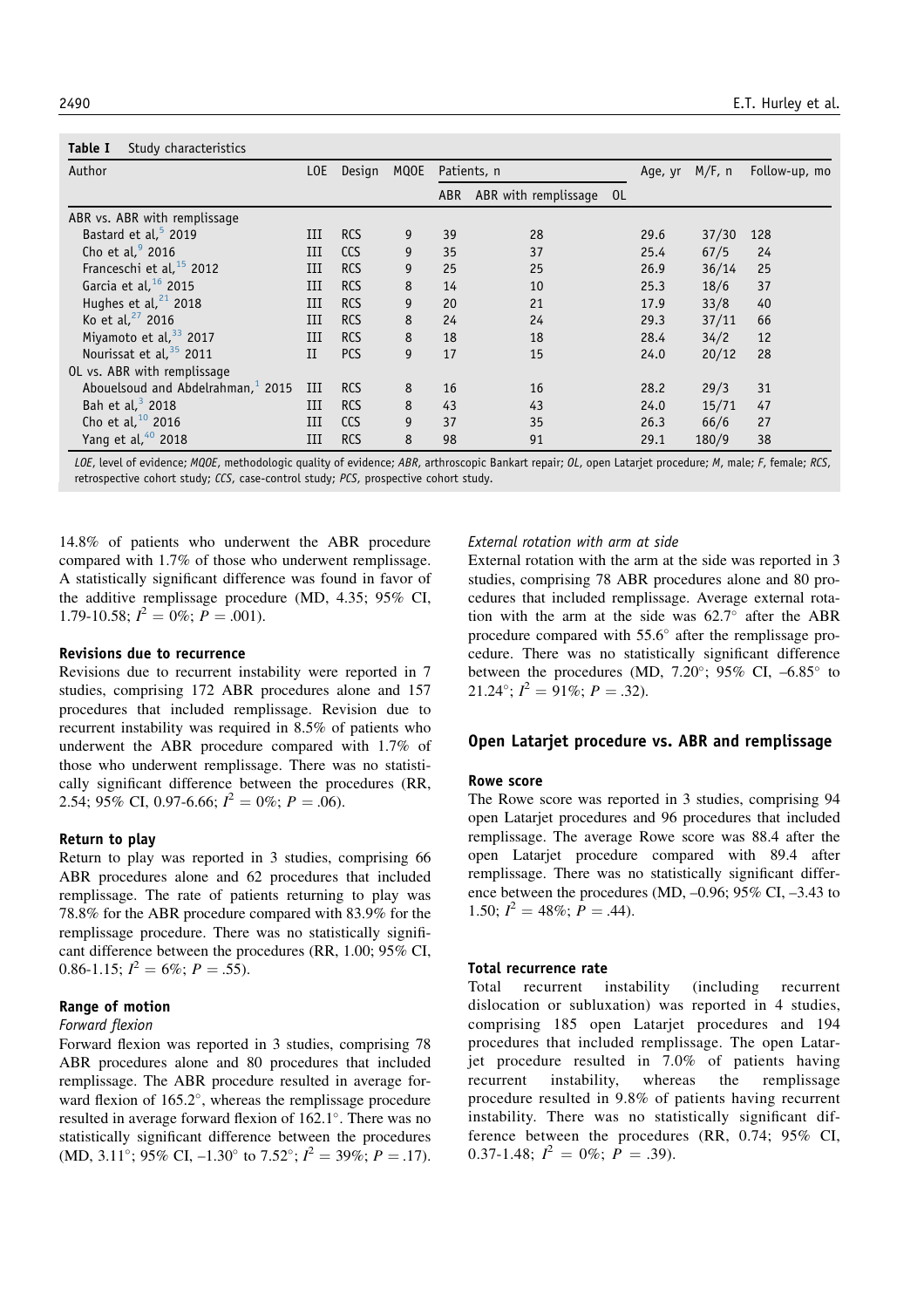**Table I** Study characteristics

| Author | LOE | Design | MQOE | Patients, n | | | Age, yr | M/F, n | Follow-up, mo |
|---|---|---|---|---|---|---|---|---|---|
| | | | | ABR | ABR with remplissage | OL | | | |
| ABR vs. ABR with remplissage | | | | | | | | | |
| Bastard et al,[5] 2019 | III | RCS | 9 | 39 | 28 | | 29.6 | 37/30 | 128 |
| Cho et al,[9] 2016 | III | CCS | 9 | 35 | 37 | | 25.4 | 67/5 | 24 |
| Franceschi et al,[15] 2012 | III | RCS | 9 | 25 | 25 | | 26.9 | 36/14 | 25 |
| Garcia et al,[16] 2015 | III | RCS | 8 | 14 | 10 | | 25.3 | 18/6 | 37 |
| Hughes et al,[21] 2018 | III | RCS | 9 | 20 | 21 | | 17.9 | 33/8 | 40 |
| Ko et al,[27] 2016 | III | RCS | 8 | 24 | 24 | | 29.3 | 37/11 | 66 |
| Miyamoto et al,[33] 2017 | III | RCS | 8 | 18 | 18 | | 28.4 | 34/2 | 12 |
| Nourissat et al,[35] 2011 | II | PCS | 9 | 17 | 15 | | 24.0 | 20/12 | 28 |
| OL vs. ABR with remplissage | | | | | | | | | |
| Abouelsoud and Abdelrahman,[1] 2015 | III | RCS | 8 | 16 | 16 | | 28.2 | 29/3 | 31 |
| Bah et al,[3] 2018 | III | RCS | 8 | 43 | 43 | | 24.0 | 15/71 | 47 |
| Cho et al,[10] 2016 | III | CCS | 9 | 37 | 35 | | 26.3 | 66/6 | 27 |
| Yang et al,[40] 2018 | III | RCS | 8 | 98 | 91 | | 29.1 | 180/9 | 38 |

*LOE*, level of evidence; *MQOE*, methodologic quality of evidence; *ABR*, arthroscopic Bankart repair; *OL*, open Latarjet procedure; *M*, male; *F*, female; *RCS*, retrospective cohort study; *CCS*, case-control study; *PCS*, prospective cohort study.

14.8% of patients who underwent the ABR procedure compared with 1.7% of those who underwent remplissage. A statistically significant difference was found in favor of the additive remplissage procedure (MD, 4.35; 95% CI, 1.79-10.58; $I^2 = 0\%$; $P = .001$).

### Revisions due to recurrence

Revisions due to recurrent instability were reported in 7 studies, comprising 172 ABR procedures alone and 157 procedures that included remplissage. Revision due to recurrent instability was required in 8.5% of patients who underwent the ABR procedure compared with 1.7% of those who underwent remplissage. There was no statistically significant difference between the procedures (RR, 2.54; 95% CI, 0.97-6.66; $I^2 = 0\%$; $P = .06$).

### Return to play

Return to play was reported in 3 studies, comprising 66 ABR procedures alone and 62 procedures that included remplissage. The rate of patients returning to play was 78.8% for the ABR procedure compared with 83.9% for the remplissage procedure. There was no statistically significant difference between the procedures (RR, 1.00; 95% CI, 0.86-1.15; $I^2 = 6\%$; $P = .55$).

### Range of motion

*Forward flexion*

Forward flexion was reported in 3 studies, comprising 78 ABR procedures alone and 80 procedures that included remplissage. The ABR procedure resulted in average forward flexion of 165.2°, whereas the remplissage procedure resulted in average forward flexion of 162.1°. There was no statistically significant difference between the procedures (MD, 3.11°; 95% CI, –1.30° to 7.52°; $I^2 = 39\%$; $P = .17$).

*External rotation with arm at side*

External rotation with the arm at the side was reported in 3 studies, comprising 78 ABR procedures alone and 80 procedures that included remplissage. Average external rotation with the arm at the side was 62.7° after the ABR procedure compared with 55.6° after the remplissage procedure. There was no statistically significant difference between the procedures (MD, 7.20°; 95% CI, –6.85° to 21.24°; $I^2 = 91\%$; $P = .32$).

## Open Latarjet procedure vs. ABR and remplissage

### Rowe score

The Rowe score was reported in 3 studies, comprising 94 open Latarjet procedures and 96 procedures that included remplissage. The average Rowe score was 88.4 after the open Latarjet procedure compared with 89.4 after remplissage. There was no statistically significant difference between the procedures (MD, –0.96; 95% CI, –3.43 to 1.50; $I^2 = 48\%$; $P = .44$).

### Total recurrence rate

Total recurrent instability (including recurrent dislocation or subluxation) was reported in 4 studies, comprising 185 open Latarjet procedures and 194 procedures that included remplissage. The open Latarjet procedure resulted in 7.0% of patients having recurrent instability, whereas the remplissage procedure resulted in 9.8% of patients having recurrent instability. There was no statistically significant difference between the procedures (RR, 0.74; 95% CI, 0.37-1.48; $I^2 = 0\%$; $P = .39$).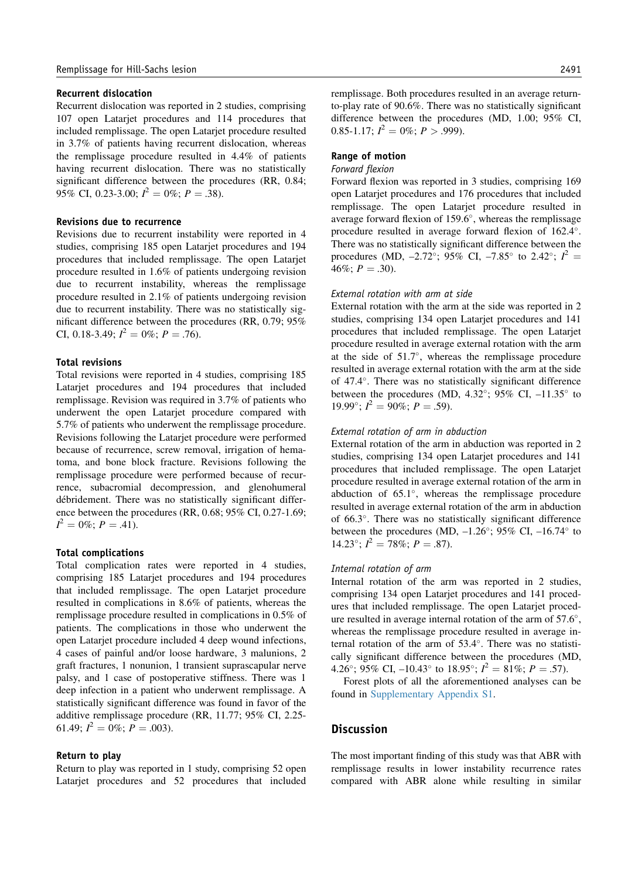### Recurrent dislocation

Recurrent dislocation was reported in 2 studies, comprising 107 open Latarjet procedures and 114 procedures that included remplissage. The open Latarjet procedure resulted in 3.7% of patients having recurrent dislocation, whereas the remplissage procedure resulted in 4.4% of patients having recurrent dislocation. There was no statistically significant difference between the procedures (RR, 0.84; 95% CI, 0.23-3.00; $I^2 = 0\%$; $P = .38$).

### Revisions due to recurrence

Revisions due to recurrent instability were reported in 4 studies, comprising 185 open Latarjet procedures and 194 procedures that included remplissage. The open Latarjet procedure resulted in 1.6% of patients undergoing revision due to recurrent instability, whereas the remplissage procedure resulted in 2.1% of patients undergoing revision due to recurrent instability. There was no statistically significant difference between the procedures (RR, 0.79; 95% CI, 0.18-3.49; $I^2 = 0\%$; $P = .76$).

### Total revisions

Total revisions were reported in 4 studies, comprising 185 Latarjet procedures and 194 procedures that included remplissage. Revision was required in 3.7% of patients who underwent the open Latarjet procedure compared with 5.7% of patients who underwent the remplissage procedure. Revisions following the Latarjet procedure were performed because of recurrence, screw removal, irrigation of hematoma, and bone block fracture. Revisions following the remplissage procedure were performed because of recurrence, subacromial decompression, and glenohumeral débridement. There was no statistically significant difference between the procedures (RR, 0.68; 95% CI, 0.27-1.69; $I^2 = 0\%$; $P = .41$).

### Total complications

Total complication rates were reported in 4 studies, comprising 185 Latarjet procedures and 194 procedures that included remplissage. The open Latarjet procedure resulted in complications in 8.6% of patients, whereas the remplissage procedure resulted in complications in 0.5% of patients. The complications in those who underwent the open Latarjet procedure included 4 deep wound infections, 4 cases of painful and/or loose hardware, 3 malunions, 2 graft fractures, 1 nonunion, 1 transient suprascapular nerve palsy, and 1 case of postoperative stiffness. There was 1 deep infection in a patient who underwent remplissage. A statistically significant difference was found in favor of the additive remplissage procedure (RR, 11.77; 95% CI, 2.25-61.49; $I^2 = 0\%$; $P = .003$).

### Return to play

Return to play was reported in 1 study, comprising 52 open Latarjet procedures and 52 procedures that included remplissage. Both procedures resulted in an average return-to-play rate of 90.6%. There was no statistically significant difference between the procedures (MD, 1.00; 95% CI, 0.85-1.17; $I^2 = 0\%$; $P > .999$).

### Range of motion

#### *Forward flexion*

Forward flexion was reported in 3 studies, comprising 169 open Latarjet procedures and 176 procedures that included remplissage. The open Latarjet procedure resulted in average forward flexion of 159.6°, whereas the remplissage procedure resulted in average forward flexion of 162.4°. There was no statistically significant difference between the procedures (MD, –2.72°; 95% CI, –7.85° to 2.42°; $I^2 = 46\%$; $P = .30$).

#### *External rotation with arm at side*

External rotation with the arm at the side was reported in 2 studies, comprising 134 open Latarjet procedures and 141 procedures that included remplissage. The open Latarjet procedure resulted in average external rotation with the arm at the side of 51.7°, whereas the remplissage procedure resulted in average external rotation with the arm at the side of 47.4°. There was no statistically significant difference between the procedures (MD, 4.32°; 95% CI, –11.35° to 19.99°; $I^2 = 90\%$; $P = .59$).

#### *External rotation of arm in abduction*

External rotation of the arm in abduction was reported in 2 studies, comprising 134 open Latarjet procedures and 141 procedures that included remplissage. The open Latarjet procedure resulted in average external rotation of the arm in abduction of 65.1°, whereas the remplissage procedure resulted in average external rotation of the arm in abduction of 66.3°. There was no statistically significant difference between the procedures (MD, –1.26°; 95% CI, –16.74° to 14.23°; $I^2 = 78\%$; $P = .87$).

#### *Internal rotation of arm*

Internal rotation of the arm was reported in 2 studies, comprising 134 open Latarjet procedures and 141 procedures that included remplissage. The open Latarjet procedure resulted in average internal rotation of the arm of 57.6°, whereas the remplissage procedure resulted in average internal rotation of the arm of 53.4°. There was no statistically significant difference between the procedures (MD, 4.26°; 95% CI, –10.43° to 18.95°; $I^2 = 81\%$; $P = .57$).

Forest plots of all the aforementioned analyses can be found in Supplementary Appendix S1.

## Discussion

The most important finding of this study was that ABR with remplissage results in lower instability recurrence rates compared with ABR alone while resulting in similar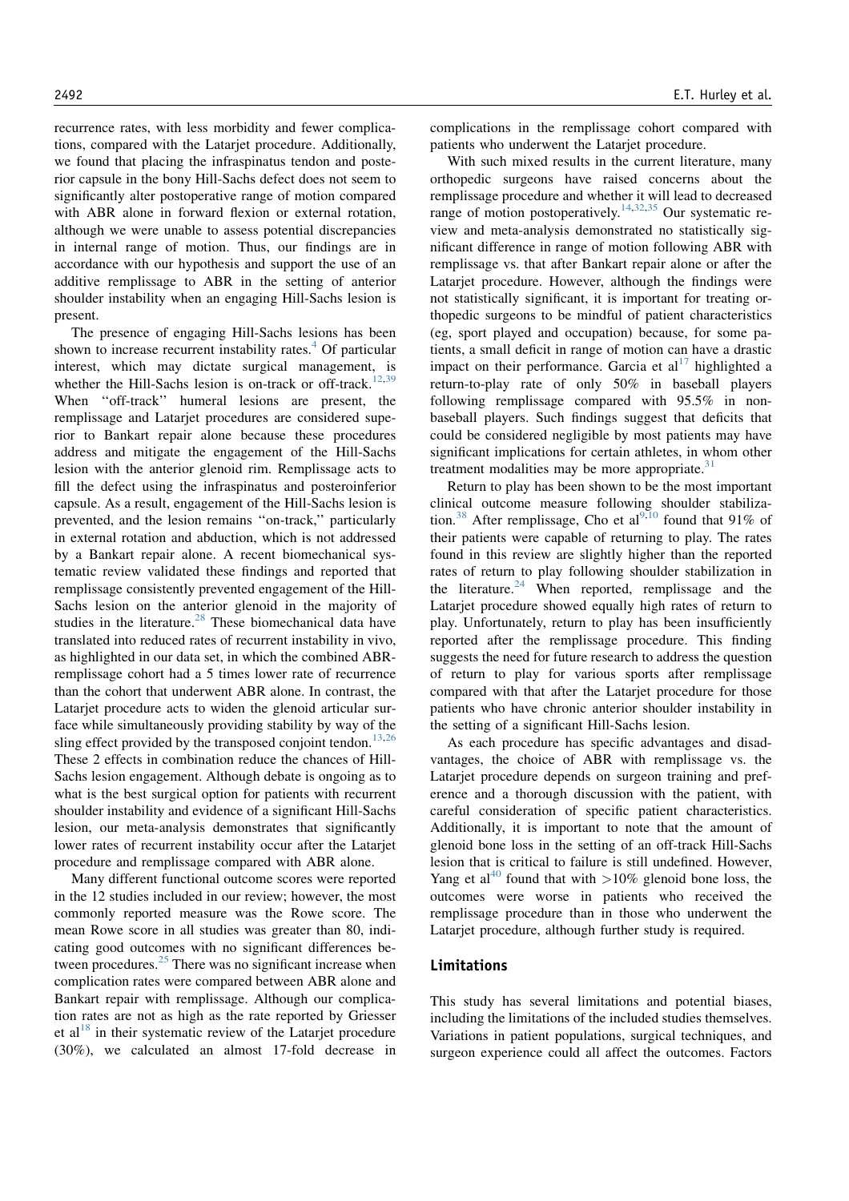recurrence rates, with less morbidity and fewer complications, compared with the Latarjet procedure. Additionally, we found that placing the infraspinatus tendon and posterior capsule in the bony Hill-Sachs defect does not seem to significantly alter postoperative range of motion compared with ABR alone in forward flexion or external rotation, although we were unable to assess potential discrepancies in internal range of motion. Thus, our findings are in accordance with our hypothesis and support the use of an additive remplissage to ABR in the setting of anterior shoulder instability when an engaging Hill-Sachs lesion is present.

The presence of engaging Hill-Sachs lesions has been shown to increase recurrent instability rates.[4] Of particular interest, which may dictate surgical management, is whether the Hill-Sachs lesion is on-track or off-track.[12,39] When "off-track" humeral lesions are present, the remplissage and Latarjet procedures are considered superior to Bankart repair alone because these procedures address and mitigate the engagement of the Hill-Sachs lesion with the anterior glenoid rim. Remplissage acts to fill the defect using the infraspinatus and posteroinferior capsule. As a result, engagement of the Hill-Sachs lesion is prevented, and the lesion remains "on-track," particularly in external rotation and abduction, which is not addressed by a Bankart repair alone. A recent biomechanical systematic review validated these findings and reported that remplissage consistently prevented engagement of the Hill-Sachs lesion on the anterior glenoid in the majority of studies in the literature.[28] These biomechanical data have translated into reduced rates of recurrent instability in vivo, as highlighted in our data set, in which the combined ABR-remplissage cohort had a 5 times lower rate of recurrence than the cohort that underwent ABR alone. In contrast, the Latarjet procedure acts to widen the glenoid articular surface while simultaneously providing stability by way of the sling effect provided by the transposed conjoint tendon.[13,26] These 2 effects in combination reduce the chances of Hill-Sachs lesion engagement. Although debate is ongoing as to what is the best surgical option for patients with recurrent shoulder instability and evidence of a significant Hill-Sachs lesion, our meta-analysis demonstrates that significantly lower rates of recurrent instability occur after the Latarjet procedure and remplissage compared with ABR alone.

Many different functional outcome scores were reported in the 12 studies included in our review; however, the most commonly reported measure was the Rowe score. The mean Rowe score in all studies was greater than 80, indicating good outcomes with no significant differences between procedures.[25] There was no significant increase when complication rates were compared between ABR alone and Bankart repair with remplissage. Although our complication rates are not as high as the rate reported by Griesser et al[18] in their systematic review of the Latarjet procedure (30%), we calculated an almost 17-fold decrease in complications in the remplissage cohort compared with patients who underwent the Latarjet procedure.

With such mixed results in the current literature, many orthopedic surgeons have raised concerns about the remplissage procedure and whether it will lead to decreased range of motion postoperatively.[14,32,35] Our systematic review and meta-analysis demonstrated no statistically significant difference in range of motion following ABR with remplissage vs. that after Bankart repair alone or after the Latarjet procedure. However, although the findings were not statistically significant, it is important for treating orthopedic surgeons to be mindful of patient characteristics (eg, sport played and occupation) because, for some patients, a small deficit in range of motion can have a drastic impact on their performance. Garcia et al[17] highlighted a return-to-play rate of only 50% in baseball players following remplissage compared with 95.5% in nonbaseball players. Such findings suggest that deficits that could be considered negligible by most patients may have significant implications for certain athletes, in whom other treatment modalities may be more appropriate.[31]

Return to play has been shown to be the most important clinical outcome measure following shoulder stabilization.[38] After remplissage, Cho et al[9,10] found that 91% of their patients were capable of returning to play. The rates found in this review are slightly higher than the reported rates of return to play following shoulder stabilization in the literature.[24] When reported, remplissage and the Latarjet procedure showed equally high rates of return to play. Unfortunately, return to play has been insufficiently reported after the remplissage procedure. This finding suggests the need for future research to address the question of return to play for various sports after remplissage compared with that after the Latarjet procedure for those patients who have chronic anterior shoulder instability in the setting of a significant Hill-Sachs lesion.

As each procedure has specific advantages and disadvantages, the choice of ABR with remplissage vs. the Latarjet procedure depends on surgeon training and preference and a thorough discussion with the patient, with careful consideration of specific patient characteristics. Additionally, it is important to note that the amount of glenoid bone loss in the setting of an off-track Hill-Sachs lesion that is critical to failure is still undefined. However, Yang et al[40] found that with >10% glenoid bone loss, the outcomes were worse in patients who received the remplissage procedure than in those who underwent the Latarjet procedure, although further study is required.

## Limitations

This study has several limitations and potential biases, including the limitations of the included studies themselves. Variations in patient populations, surgical techniques, and surgeon experience could all affect the outcomes. Factors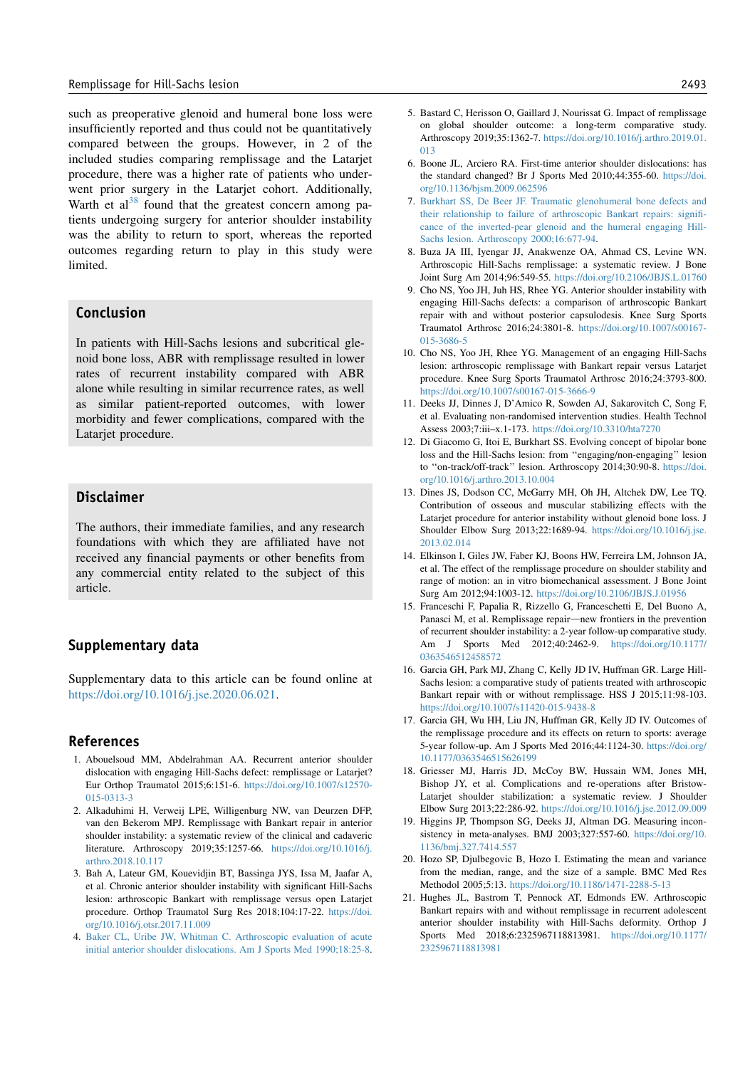such as preoperative glenoid and humeral bone loss were insufficiently reported and thus could not be quantitatively compared between the groups. However, in 2 of the included studies comparing remplissage and the Latarjet procedure, there was a higher rate of patients who underwent prior surgery in the Latarjet cohort. Additionally, Warth et al[38] found that the greatest concern among patients undergoing surgery for anterior shoulder instability was the ability to return to sport, whereas the reported outcomes regarding return to play in this study were limited.

## Conclusion

In patients with Hill-Sachs lesions and subcritical glenoid bone loss, ABR with remplissage resulted in lower rates of recurrent instability compared with ABR alone while resulting in similar recurrence rates, as well as similar patient-reported outcomes, with lower morbidity and fewer complications, compared with the Latarjet procedure.

## Disclaimer

The authors, their immediate families, and any research foundations with which they are affiliated have not received any financial payments or other benefits from any commercial entity related to the subject of this article.

## Supplementary data

Supplementary data to this article can be found online at https://doi.org/10.1016/j.jse.2020.06.021.

## References

1. Abouelsoud MM, Abdelrahman AA. Recurrent anterior shoulder dislocation with engaging Hill-Sachs defect: remplissage or Latarjet? Eur Orthop Traumatol 2015;6:151-6. https://doi.org/10.1007/s12570-015-0313-3
2. Alkaduhimi H, Verweij LPE, Willigenburg NW, van Deurzen DFP, van den Bekerom MPJ. Remplissage with Bankart repair in anterior shoulder instability: a systematic review of the clinical and cadaveric literature. Arthroscopy 2019;35:1257-66. https://doi.org/10.1016/j.arthro.2018.10.117
3. Bah A, Lateur GM, Kouevidjin BT, Bassinga JYS, Issa M, Jaafar A, et al. Chronic anterior shoulder instability with significant Hill-Sachs lesion: arthroscopic Bankart with remplissage versus open Latarjet procedure. Orthop Traumatol Surg Res 2018;104:17-22. https://doi.org/10.1016/j.otsr.2017.11.009
4. Baker CL, Uribe JW, Whitman C. Arthroscopic evaluation of acute initial anterior shoulder dislocations. Am J Sports Med 1990;18:25-8.
5. Bastard C, Herisson O, Gaillard J, Nourissat G. Impact of remplissage on global shoulder outcome: a long-term comparative study. Arthroscopy 2019;35:1362-7. https://doi.org/10.1016/j.arthro.2019.01.013
6. Boone JL, Arciero RA. First-time anterior shoulder dislocations: has the standard changed? Br J Sports Med 2010;44:355-60. https://doi.org/10.1136/bjsm.2009.062596
7. Burkhart SS, De Beer JF. Traumatic glenohumeral bone defects and their relationship to failure of arthroscopic Bankart repairs: significance of the inverted-pear glenoid and the humeral engaging Hill-Sachs lesion. Arthroscopy 2000;16:677-94.
8. Buza JA III, Iyengar JJ, Anakwenze OA, Ahmad CS, Levine WN. Arthroscopic Hill-Sachs remplissage: a systematic review. J Bone Joint Surg Am 2014;96:549-55. https://doi.org/10.2106/JBJS.L.01760
9. Cho NS, Yoo JH, Juh HS, Rhee YG. Anterior shoulder instability with engaging Hill-Sachs defects: a comparison of arthroscopic Bankart repair with and without posterior capsulodesis. Knee Surg Sports Traumatol Arthrosc 2016;24:3801-8. https://doi.org/10.1007/s00167-015-3686-5
10. Cho NS, Yoo JH, Rhee YG. Management of an engaging Hill-Sachs lesion: arthroscopic remplissage with Bankart repair versus Latarjet procedure. Knee Surg Sports Traumatol Arthrosc 2016;24:3793-800. https://doi.org/10.1007/s00167-015-3666-9
11. Deeks JJ, Dinnes J, D'Amico R, Sowden AJ, Sakarovitch C, Song F, et al. Evaluating non-randomised intervention studies. Health Technol Assess 2003;7:iii–x.1-173. https://doi.org/10.3310/hta7270
12. Di Giacomo G, Itoi E, Burkhart SS. Evolving concept of bipolar bone loss and the Hill-Sachs lesion: from "engaging/non-engaging" lesion to "on-track/off-track" lesion. Arthroscopy 2014;30:90-8. https://doi.org/10.1016/j.arthro.2013.10.004
13. Dines JS, Dodson CC, McGarry MH, Oh JH, Altchek DW, Lee TQ. Contribution of osseous and muscular stabilizing effects with the Latarjet procedure for anterior instability without glenoid bone loss. J Shoulder Elbow Surg 2013;22:1689-94. https://doi.org/10.1016/j.jse.2013.02.014
14. Elkinson I, Giles JW, Faber KJ, Boons HW, Ferreira LM, Johnson JA, et al. The effect of the remplissage procedure on shoulder stability and range of motion: an in vitro biomechanical assessment. J Bone Joint Surg Am 2012;94:1003-12. https://doi.org/10.2106/JBJS.J.01956
15. Franceschi F, Papalia R, Rizzello G, Franceschetti E, Del Buono A, Panasci M, et al. Remplissage repair—new frontiers in the prevention of recurrent shoulder instability: a 2-year follow-up comparative study. Am J Sports Med 2012;40:2462-9. https://doi.org/10.1177/0363546512458572
16. Garcia GH, Park MJ, Zhang C, Kelly JD IV, Huffman GR. Large Hill-Sachs lesion: a comparative study of patients treated with arthroscopic Bankart repair with or without remplissage. HSS J 2015;11:98-103. https://doi.org/10.1007/s11420-015-9438-8
17. Garcia GH, Wu HH, Liu JN, Huffman GR, Kelly JD IV. Outcomes of the remplissage procedure and its effects on return to sports: average 5-year follow-up. Am J Sports Med 2016;44:1124-30. https://doi.org/10.1177/0363546515626199
18. Griesser MJ, Harris JD, McCoy BW, Hussain WM, Jones MH, Bishop JY, et al. Complications and re-operations after Bristow-Latarjet shoulder stabilization: a systematic review. J Shoulder Elbow Surg 2013;22:286-92. https://doi.org/10.1016/j.jse.2012.09.009
19. Higgins JP, Thompson SG, Deeks JJ, Altman DG. Measuring inconsistency in meta-analyses. BMJ 2003;327:557-60. https://doi.org/10.1136/bmj.327.7414.557
20. Hozo SP, Djulbegovic B, Hozo I. Estimating the mean and variance from the median, range, and the size of a sample. BMC Med Res Methodol 2005;5:13. https://doi.org/10.1186/1471-2288-5-13
21. Hughes JL, Bastrom T, Pennock AT, Edmonds EW. Arthroscopic Bankart repairs with and without remplissage in recurrent adolescent anterior shoulder instability with Hill-Sachs deformity. Orthop J Sports Med 2018;6:2325967118813981. https://doi.org/10.1177/2325967118813981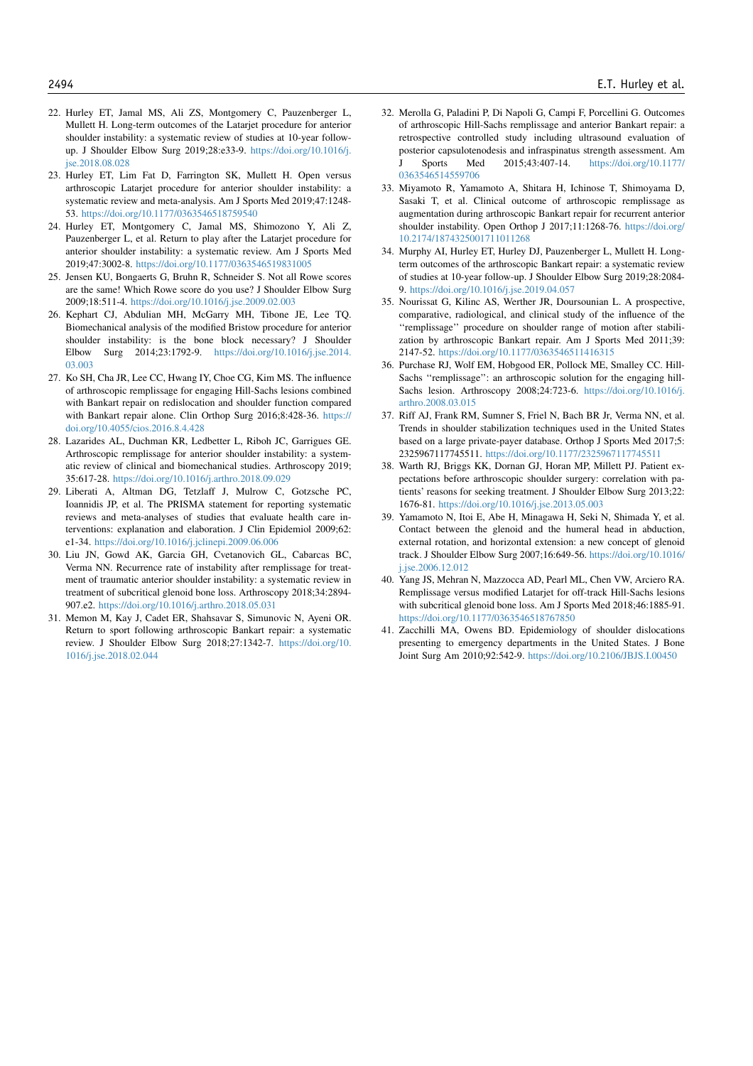22. Hurley ET, Jamal MS, Ali ZS, Montgomery C, Pauzenberger L, Mullett H. Long-term outcomes of the Latarjet procedure for anterior shoulder instability: a systematic review of studies at 10-year follow-up. J Shoulder Elbow Surg 2019;28:e33-9. https://doi.org/10.1016/j.jse.2018.08.028
23. Hurley ET, Lim Fat D, Farrington SK, Mullett H. Open versus arthroscopic Latarjet procedure for anterior shoulder instability: a systematic review and meta-analysis. Am J Sports Med 2019;47:1248-53. https://doi.org/10.1177/0363546518759540
24. Hurley ET, Montgomery C, Jamal MS, Shimozono Y, Ali Z, Pauzenberger L, et al. Return to play after the Latarjet procedure for anterior shoulder instability: a systematic review. Am J Sports Med 2019;47:3002-8. https://doi.org/10.1177/0363546519831005
25. Jensen KU, Bongaerts G, Bruhn R, Schneider S. Not all Rowe scores are the same! Which Rowe score do you use? J Shoulder Elbow Surg 2009;18:511-4. https://doi.org/10.1016/j.jse.2009.02.003
26. Kephart CJ, Abdulian MH, McGarry MH, Tibone JE, Lee TQ. Biomechanical analysis of the modified Bristow procedure for anterior shoulder instability: is the bone block necessary? J Shoulder Elbow Surg 2014;23:1792-9. https://doi.org/10.1016/j.jse.2014.03.003
27. Ko SH, Cha JR, Lee CC, Hwang IY, Choe CG, Kim MS. The influence of arthroscopic remplissage for engaging Hill-Sachs lesions combined with Bankart repair on redislocation and shoulder function compared with Bankart repair alone. Clin Orthop Surg 2016;8:428-36. https://doi.org/10.4055/cios.2016.8.4.428
28. Lazarides AL, Duchman KR, Ledbetter L, Riboh JC, Garrigues GE. Arthroscopic remplissage for anterior shoulder instability: a systematic review of clinical and biomechanical studies. Arthroscopy 2019;35:617-28. https://doi.org/10.1016/j.arthro.2018.09.029
29. Liberati A, Altman DG, Tetzlaff J, Mulrow C, Gotzsche PC, Ioannidis JP, et al. The PRISMA statement for reporting systematic reviews and meta-analyses of studies that evaluate health care interventions: explanation and elaboration. J Clin Epidemiol 2009;62:e1-34. https://doi.org/10.1016/j.jclinepi.2009.06.006
30. Liu JN, Gowd AK, Garcia GH, Cvetanovich GL, Cabarcas BC, Verma NN. Recurrence rate of instability after remplissage for treatment of traumatic anterior shoulder instability: a systematic review in treatment of subcritical glenoid bone loss. Arthroscopy 2018;34:2894-907.e2. https://doi.org/10.1016/j.arthro.2018.05.031
31. Memon M, Kay J, Cadet ER, Shahsavar S, Simunovic N, Ayeni OR. Return to sport following arthroscopic Bankart repair: a systematic review. J Shoulder Elbow Surg 2018;27:1342-7. https://doi.org/10.1016/j.jse.2018.02.044
32. Merolla G, Paladini P, Di Napoli G, Campi F, Porcellini G. Outcomes of arthroscopic Hill-Sachs remplissage and anterior Bankart repair: a retrospective controlled study including ultrasound evaluation of posterior capsulotenodesis and infraspinatus strength assessment. Am J Sports Med 2015;43:407-14. https://doi.org/10.1177/0363546514559706
33. Miyamoto R, Yamamoto A, Shitara H, Ichinose T, Shimoyama D, Sasaki T, et al. Clinical outcome of arthroscopic remplissage as augmentation during arthroscopic Bankart repair for recurrent anterior shoulder instability. Open Orthop J 2017;11:1268-76. https://doi.org/10.2174/1874325001711011268
34. Murphy AI, Hurley ET, Hurley DJ, Pauzenberger L, Mullett H. Long-term outcomes of the arthroscopic Bankart repair: a systematic review of studies at 10-year follow-up. J Shoulder Elbow Surg 2019;28:2084-9. https://doi.org/10.1016/j.jse.2019.04.057
35. Nourissat G, Kilinc AS, Werther JR, Doursounian L. A prospective, comparative, radiological, and clinical study of the influence of the "remplissage" procedure on shoulder range of motion after stabilization by arthroscopic Bankart repair. Am J Sports Med 2011;39:2147-52. https://doi.org/10.1177/0363546511416315
36. Purchase RJ, Wolf EM, Hobgood ER, Pollock ME, Smalley CC. Hill-Sachs "remplissage": an arthroscopic solution for the engaging hill-Sachs lesion. Arthroscopy 2008;24:723-6. https://doi.org/10.1016/j.arthro.2008.03.015
37. Riff AJ, Frank RM, Sumner S, Friel N, Bach BR Jr, Verma NN, et al. Trends in shoulder stabilization techniques used in the United States based on a large private-payer database. Orthop J Sports Med 2017;5:2325967117745511. https://doi.org/10.1177/2325967117745511
38. Warth RJ, Briggs KK, Dornan GJ, Horan MP, Millett PJ. Patient expectations before arthroscopic shoulder surgery: correlation with patients' reasons for seeking treatment. J Shoulder Elbow Surg 2013;22:1676-81. https://doi.org/10.1016/j.jse.2013.05.003
39. Yamamoto N, Itoi E, Abe H, Minagawa H, Seki N, Shimada Y, et al. Contact between the glenoid and the humeral head in abduction, external rotation, and horizontal extension: a new concept of glenoid track. J Shoulder Elbow Surg 2007;16:649-56. https://doi.org/10.1016/j.jse.2006.12.012
40. Yang JS, Mehran N, Mazzocca AD, Pearl ML, Chen VW, Arciero RA. Remplissage versus modified Latarjet for off-track Hill-Sachs lesions with subcritical glenoid bone loss. Am J Sports Med 2018;46:1885-91. https://doi.org/10.1177/0363546518767850
41. Zacchilli MA, Owens BD. Epidemiology of shoulder dislocations presenting to emergency departments in the United States. J Bone Joint Surg Am 2010;92:542-9. https://doi.org/10.2106/JBJS.I.00450